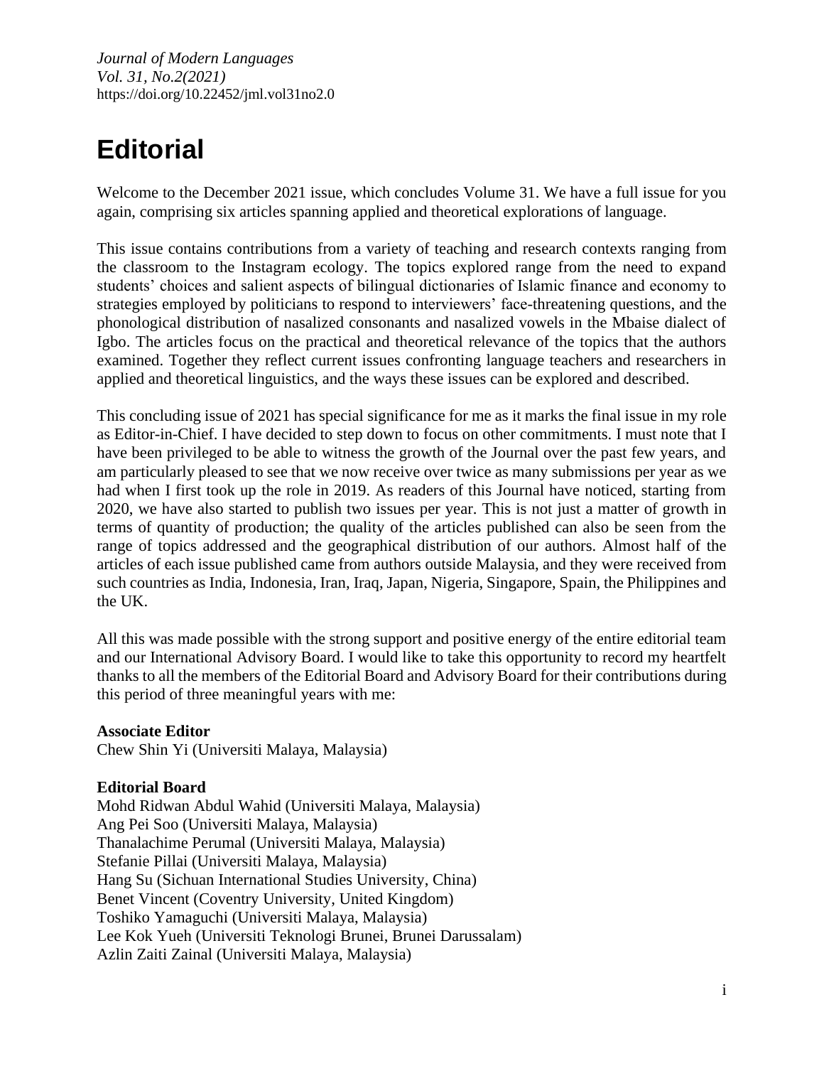# Editorial

Welcome to the December 2021 issue, which concludes Volume 31. We have a full issue for you again, comprising six articles spanning applied and theoretical explorations of language.

This issue contains contributions from a variety of teaching and research contexts ranging from the classroom to the Instagram ecology. The topics explored range from the need to expand students' choices and salient aspects of bilingual dictionaries of Islamic finance and economy to strategies employed by politicians to respond to interviewers' face-threatening questions, and the phonological distribution of nasalized consonants and nasalized vowels in the Mbaise dialect of Igbo. The articles focus on the practical and theoretical relevance of the topics that the authors examined. Together they reflect current issues confronting language teachers and researchers in applied and theoretical linguistics, and the ways these issues can be explored and described.

This concluding issue of 2021 has special significance for me as it marks the final issue in my role as Editor-in-Chief. I have decided to step down to focus on other commitments. I must note that I have been privileged to be able to witness the growth of the Journal over the past few years, and am particularly pleased to see that we now receive over twice as many submissions per year as we had when I first took up the role in 2019. As readers of this Journal have noticed, starting from 2020, we have also started to publish two issues per year. This is not just a matter of growth in terms of quantity of production; the quality of the articles published can also be seen from the range of topics addressed and the geographical distribution of our authors. Almost half of the articles of each issue published came from authors outside Malaysia, and they were received from such countries as India, Indonesia, Iran, Iraq, Japan, Nigeria, Singapore, Spain, the Philippines and the UK.

All this was made possible with the strong support and positive energy of the entire editorial team and our International Advisory Board. I would like to take this opportunity to record my heartfelt thanks to all the members of the Editorial Board and Advisory Board for their contributions during this period of three meaningful years with me:

**Associate Editor**
Chew Shin Yi (Universiti Malaya, Malaysia)

**Editorial Board**
Mohd Ridwan Abdul Wahid (Universiti Malaya, Malaysia)
Ang Pei Soo (Universiti Malaya, Malaysia)
Thanalachime Perumal (Universiti Malaya, Malaysia)
Stefanie Pillai (Universiti Malaya, Malaysia)
Hang Su (Sichuan International Studies University, China)
Benet Vincent (Coventry University, United Kingdom)
Toshiko Yamaguchi (Universiti Malaya, Malaysia)
Lee Kok Yueh (Universiti Teknologi Brunei, Brunei Darussalam)
Azlin Zaiti Zainal (Universiti Malaya, Malaysia)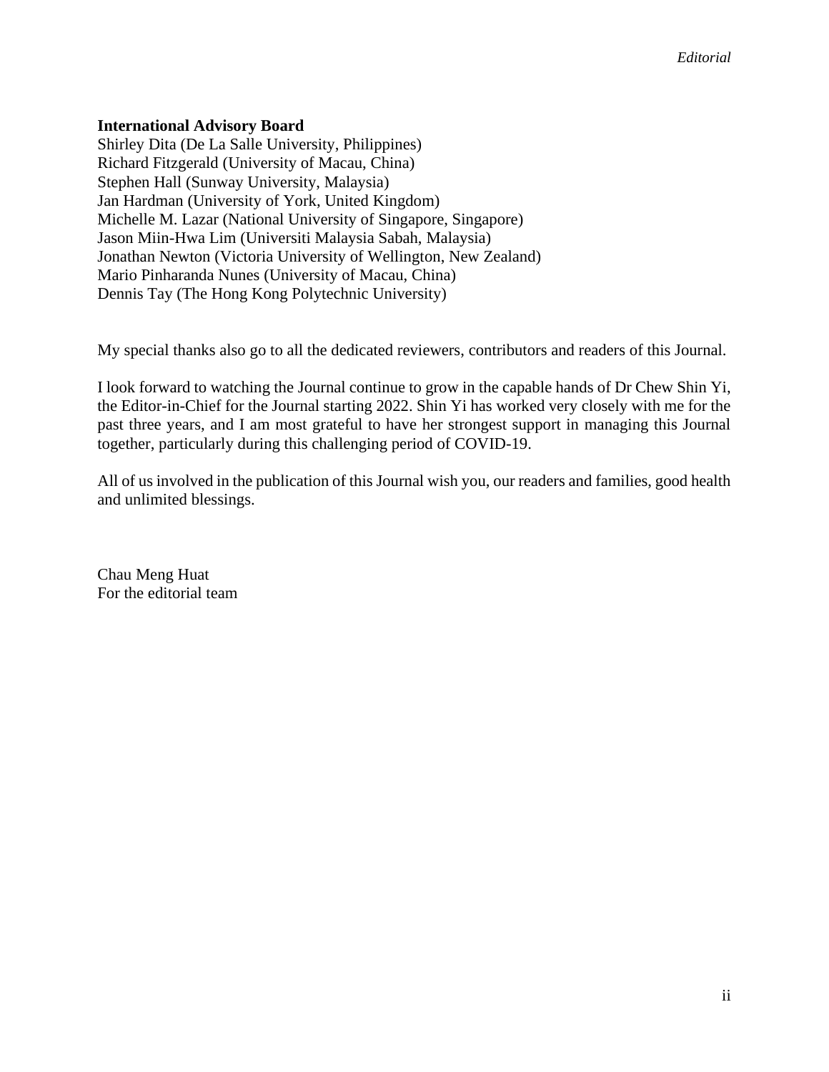**International Advisory Board**

Shirley Dita (De La Salle University, Philippines)
Richard Fitzgerald (University of Macau, China)
Stephen Hall (Sunway University, Malaysia)
Jan Hardman (University of York, United Kingdom)
Michelle M. Lazar (National University of Singapore, Singapore)
Jason Miin-Hwa Lim (Universiti Malaysia Sabah, Malaysia)
Jonathan Newton (Victoria University of Wellington, New Zealand)
Mario Pinharanda Nunes (University of Macau, China)
Dennis Tay (The Hong Kong Polytechnic University)

My special thanks also go to all the dedicated reviewers, contributors and readers of this Journal.

I look forward to watching the Journal continue to grow in the capable hands of Dr Chew Shin Yi, the Editor-in-Chief for the Journal starting 2022. Shin Yi has worked very closely with me for the past three years, and I am most grateful to have her strongest support in managing this Journal together, particularly during this challenging period of COVID-19.

All of us involved in the publication of this Journal wish you, our readers and families, good health and unlimited blessings.

Chau Meng Huat
For the editorial team